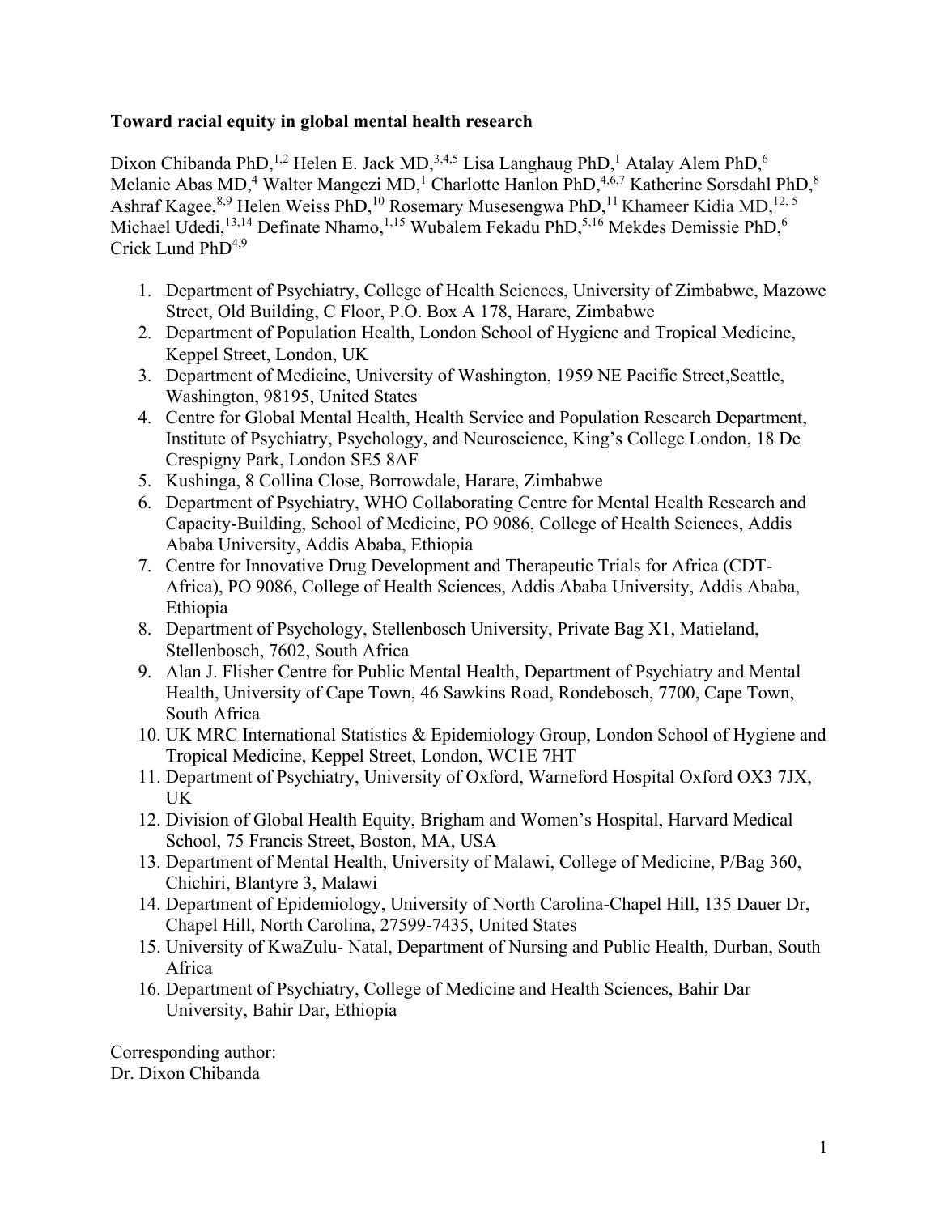**Toward racial equity in global mental health research**

Dixon Chibanda PhD,[1,2] Helen E. Jack MD,[3,4,5] Lisa Langhaug PhD,[1] Atalay Alem PhD,[6] Melanie Abas MD,[4] Walter Mangezi MD,[1] Charlotte Hanlon PhD,[4,6,7] Katherine Sorsdahl PhD,[8] Ashraf Kagee,[8,9] Helen Weiss PhD,[10] Rosemary Musesengwa PhD,[11] Khameer Kidia MD,[12, 5] Michael Udedi,[13,14] Definate Nhamo,[1,15] Wubalem Fekadu PhD,[5,16] Mekdes Demissie PhD,[6] Crick Lund PhD[4,9]

1. Department of Psychiatry, College of Health Sciences, University of Zimbabwe, Mazowe Street, Old Building, C Floor, P.O. Box A 178, Harare, Zimbabwe
2. Department of Population Health, London School of Hygiene and Tropical Medicine, Keppel Street, London, UK
3. Department of Medicine, University of Washington, 1959 NE Pacific Street,Seattle, Washington, 98195, United States
4. Centre for Global Mental Health, Health Service and Population Research Department, Institute of Psychiatry, Psychology, and Neuroscience, King's College London, 18 De Crespigny Park, London SE5 8AF
5. Kushinga, 8 Collina Close, Borrowdale, Harare, Zimbabwe
6. Department of Psychiatry, WHO Collaborating Centre for Mental Health Research and Capacity-Building, School of Medicine, PO 9086, College of Health Sciences, Addis Ababa University, Addis Ababa, Ethiopia
7. Centre for Innovative Drug Development and Therapeutic Trials for Africa (CDT-Africa), PO 9086, College of Health Sciences, Addis Ababa University, Addis Ababa, Ethiopia
8. Department of Psychology, Stellenbosch University, Private Bag X1, Matieland, Stellenbosch, 7602, South Africa
9. Alan J. Flisher Centre for Public Mental Health, Department of Psychiatry and Mental Health, University of Cape Town, 46 Sawkins Road, Rondebosch, 7700, Cape Town, South Africa
10. UK MRC International Statistics & Epidemiology Group, London School of Hygiene and Tropical Medicine, Keppel Street, London, WC1E 7HT
11. Department of Psychiatry, University of Oxford, Warneford Hospital Oxford OX3 7JX, UK
12. Division of Global Health Equity, Brigham and Women's Hospital, Harvard Medical School, 75 Francis Street, Boston, MA, USA
13. Department of Mental Health, University of Malawi, College of Medicine, P/Bag 360, Chichiri, Blantyre 3, Malawi
14. Department of Epidemiology, University of North Carolina-Chapel Hill, 135 Dauer Dr, Chapel Hill, North Carolina, 27599-7435, United States
15. University of KwaZulu- Natal, Department of Nursing and Public Health, Durban, South Africa
16. Department of Psychiatry, College of Medicine and Health Sciences, Bahir Dar University, Bahir Dar, Ethiopia

Corresponding author:
Dr. Dixon Chibanda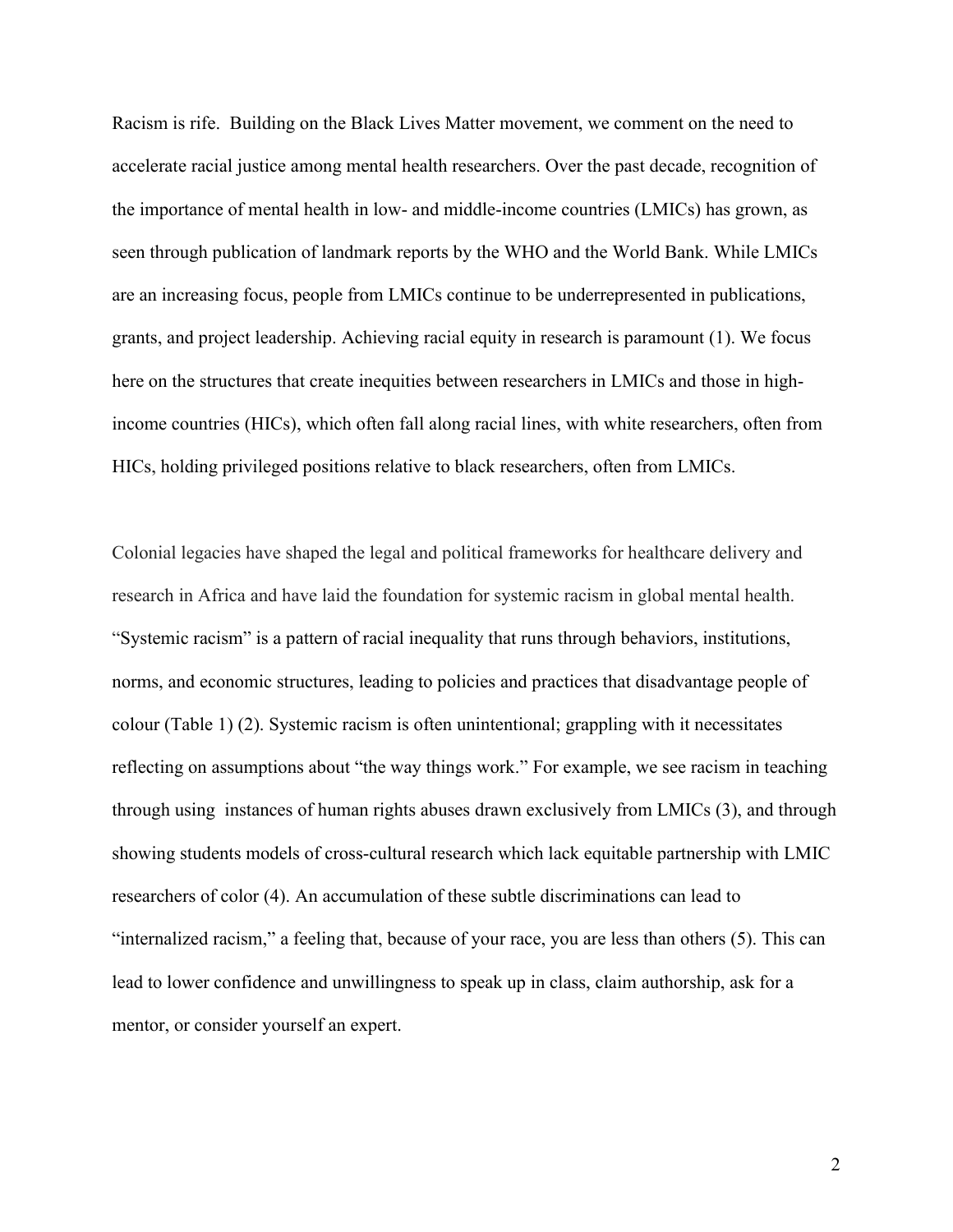Racism is rife. Building on the Black Lives Matter movement, we comment on the need to accelerate racial justice among mental health researchers. Over the past decade, recognition of the importance of mental health in low- and middle-income countries (LMICs) has grown, as seen through publication of landmark reports by the WHO and the World Bank. While LMICs are an increasing focus, people from LMICs continue to be underrepresented in publications, grants, and project leadership. Achieving racial equity in research is paramount (1). We focus here on the structures that create inequities between researchers in LMICs and those in high-income countries (HICs), which often fall along racial lines, with white researchers, often from HICs, holding privileged positions relative to black researchers, often from LMICs.

Colonial legacies have shaped the legal and political frameworks for healthcare delivery and research in Africa and have laid the foundation for systemic racism in global mental health. "Systemic racism" is a pattern of racial inequality that runs through behaviors, institutions, norms, and economic structures, leading to policies and practices that disadvantage people of colour (Table 1) (2). Systemic racism is often unintentional; grappling with it necessitates reflecting on assumptions about "the way things work." For example, we see racism in teaching through using instances of human rights abuses drawn exclusively from LMICs (3), and through showing students models of cross-cultural research which lack equitable partnership with LMIC researchers of color (4). An accumulation of these subtle discriminations can lead to "internalized racism," a feeling that, because of your race, you are less than others (5). This can lead to lower confidence and unwillingness to speak up in class, claim authorship, ask for a mentor, or consider yourself an expert.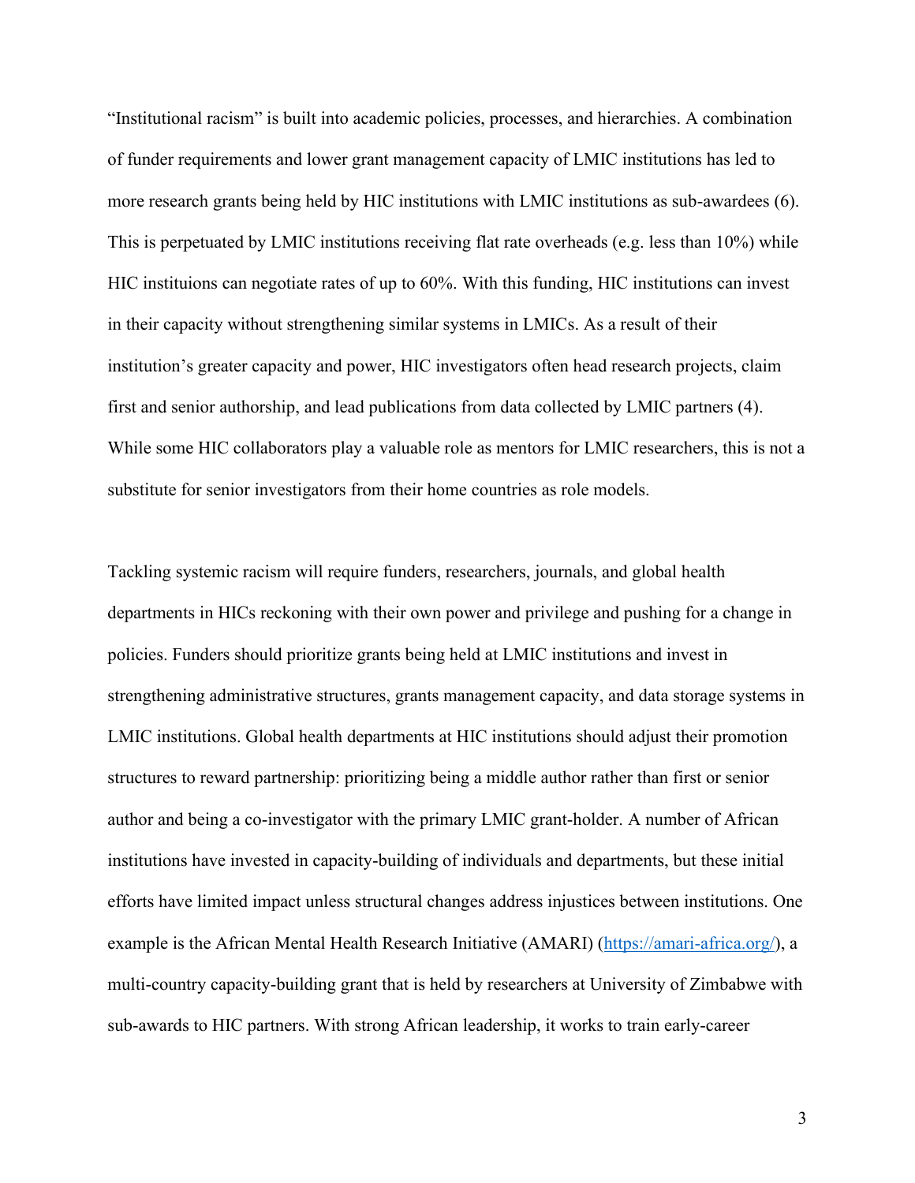"Institutional racism" is built into academic policies, processes, and hierarchies. A combination of funder requirements and lower grant management capacity of LMIC institutions has led to more research grants being held by HIC institutions with LMIC institutions as sub-awardees (6). This is perpetuated by LMIC institutions receiving flat rate overheads (e.g. less than 10%) while HIC instituions can negotiate rates of up to 60%. With this funding, HIC institutions can invest in their capacity without strengthening similar systems in LMICs. As a result of their institution's greater capacity and power, HIC investigators often head research projects, claim first and senior authorship, and lead publications from data collected by LMIC partners (4). While some HIC collaborators play a valuable role as mentors for LMIC researchers, this is not a substitute for senior investigators from their home countries as role models.

Tackling systemic racism will require funders, researchers, journals, and global health departments in HICs reckoning with their own power and privilege and pushing for a change in policies. Funders should prioritize grants being held at LMIC institutions and invest in strengthening administrative structures, grants management capacity, and data storage systems in LMIC institutions. Global health departments at HIC institutions should adjust their promotion structures to reward partnership: prioritizing being a middle author rather than first or senior author and being a co-investigator with the primary LMIC grant-holder. A number of African institutions have invested in capacity-building of individuals and departments, but these initial efforts have limited impact unless structural changes address injustices between institutions. One example is the African Mental Health Research Initiative (AMARI) (https://amari-africa.org/), a multi-country capacity-building grant that is held by researchers at University of Zimbabwe with sub-awards to HIC partners. With strong African leadership, it works to train early-career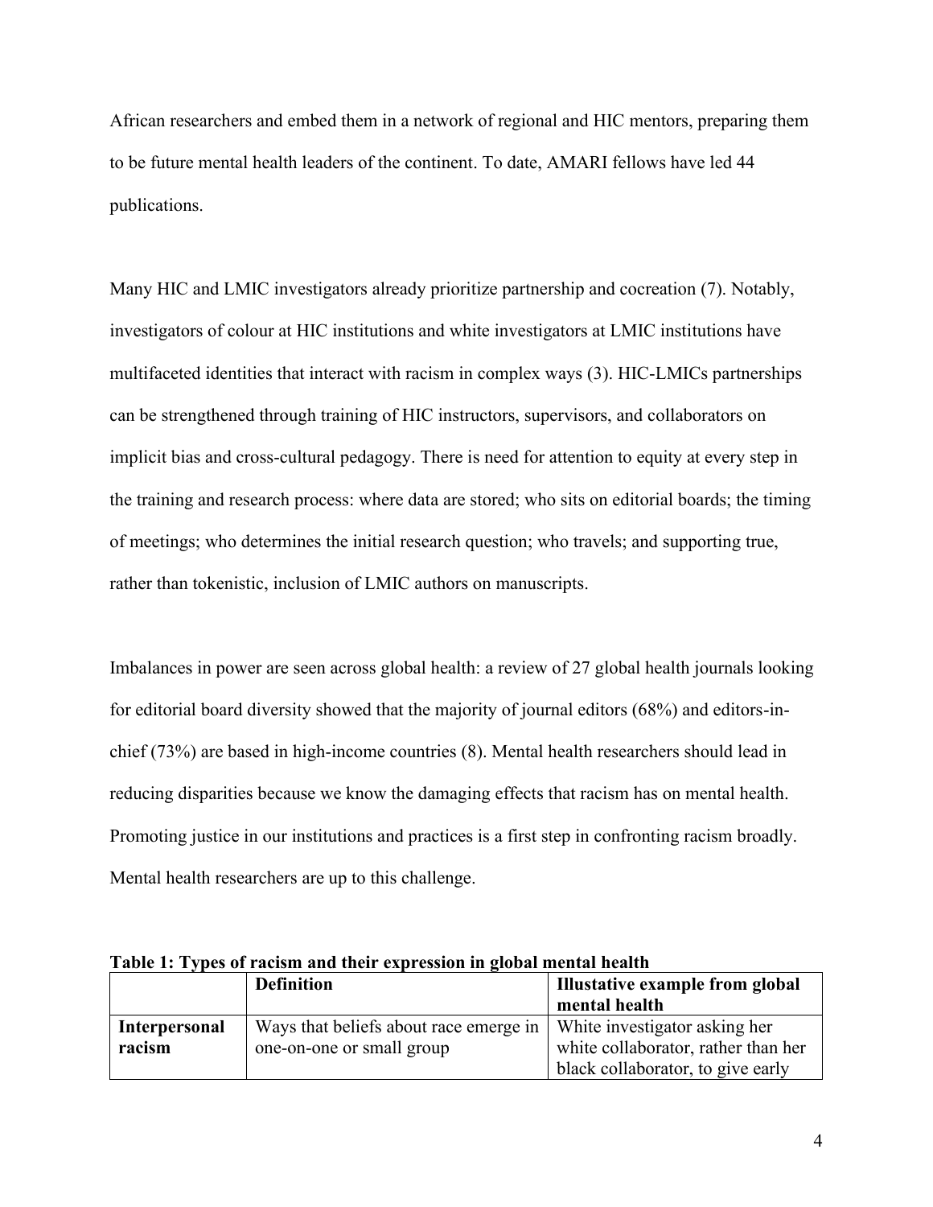African researchers and embed them in a network of regional and HIC mentors, preparing them to be future mental health leaders of the continent. To date, AMARI fellows have led 44 publications.

Many HIC and LMIC investigators already prioritize partnership and cocreation (7). Notably, investigators of colour at HIC institutions and white investigators at LMIC institutions have multifaceted identities that interact with racism in complex ways (3). HIC-LMICs partnerships can be strengthened through training of HIC instructors, supervisors, and collaborators on implicit bias and cross-cultural pedagogy. There is need for attention to equity at every step in the training and research process: where data are stored; who sits on editorial boards; the timing of meetings; who determines the initial research question; who travels; and supporting true, rather than tokenistic, inclusion of LMIC authors on manuscripts.

Imbalances in power are seen across global health: a review of 27 global health journals looking for editorial board diversity showed that the majority of journal editors (68%) and editors-in-chief (73%) are based in high-income countries (8). Mental health researchers should lead in reducing disparities because we know the damaging effects that racism has on mental health. Promoting justice in our institutions and practices is a first step in confronting racism broadly. Mental health researchers are up to this challenge.

**Table 1: Types of racism and their expression in global mental health**

| | **Definition** | **Illustative example from global mental health** |
|---|---|---|
| **Interpersonal racism** | Ways that beliefs about race emerge in one-on-one or small group | White investigator asking her white collaborator, rather than her black collaborator, to give early |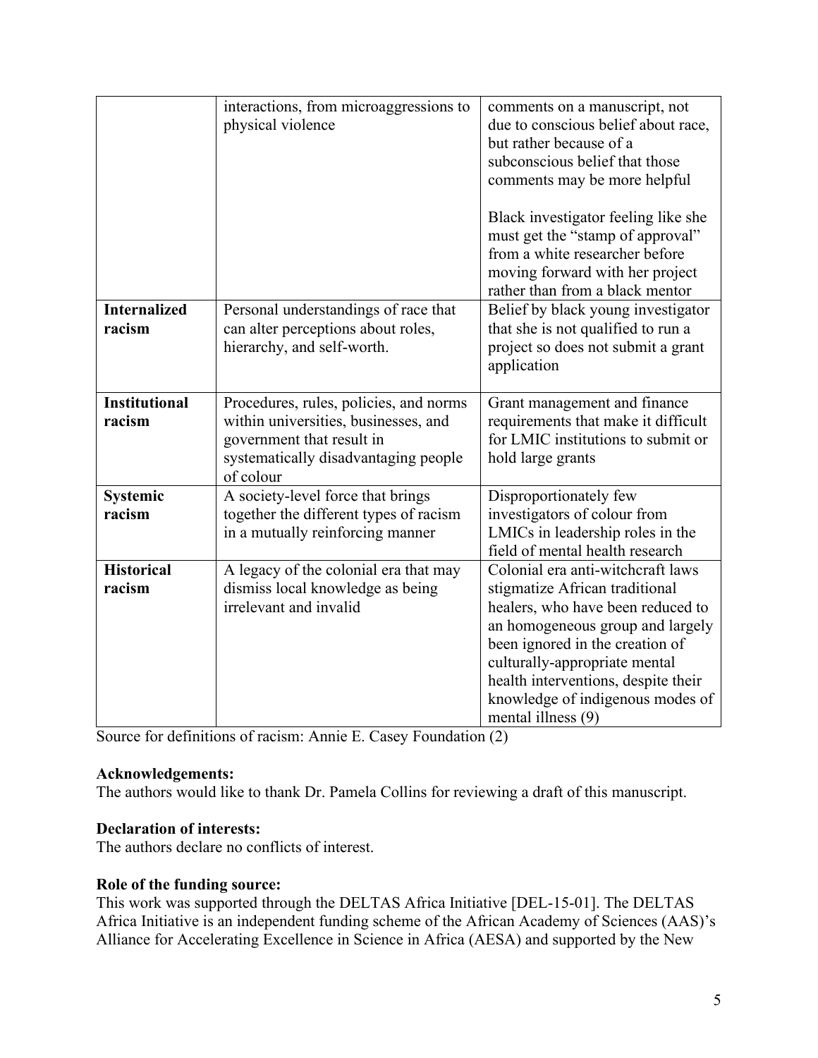| | | |
|---|---|---|
| | interactions, from microaggressions to physical violence | comments on a manuscript, not due to conscious belief about race, but rather because of a subconscious belief that those comments may be more helpful<br><br>Black investigator feeling like she must get the "stamp of approval" from a white researcher before moving forward with her project rather than from a black mentor |
| **Internalized racism** | Personal understandings of race that can alter perceptions about roles, hierarchy, and self-worth. | Belief by black young investigator that she is not qualified to run a project so does not submit a grant application |
| **Institutional racism** | Procedures, rules, policies, and norms within universities, businesses, and government that result in systematically disadvantaging people of colour | Grant management and finance requirements that make it difficult for LMIC institutions to submit or hold large grants |
| **Systemic racism** | A society-level force that brings together the different types of racism in a mutually reinforcing manner | Disproportionately few investigators of colour from LMICs in leadership roles in the field of mental health research |
| **Historical racism** | A legacy of the colonial era that may dismiss local knowledge as being irrelevant and invalid | Colonial era anti-witchcraft laws stigmatize African traditional healers, who have been reduced to an homogeneous group and largely been ignored in the creation of culturally-appropriate mental health interventions, despite their knowledge of indigenous modes of mental illness (9) |

Source for definitions of racism: Annie E. Casey Foundation (2)

**Acknowledgements:**
The authors would like to thank Dr. Pamela Collins for reviewing a draft of this manuscript.

**Declaration of interests:**
The authors declare no conflicts of interest.

**Role of the funding source:**
This work was supported through the DELTAS Africa Initiative [DEL-15-01]. The DELTAS Africa Initiative is an independent funding scheme of the African Academy of Sciences (AAS)'s Alliance for Accelerating Excellence in Science in Africa (AESA) and supported by the New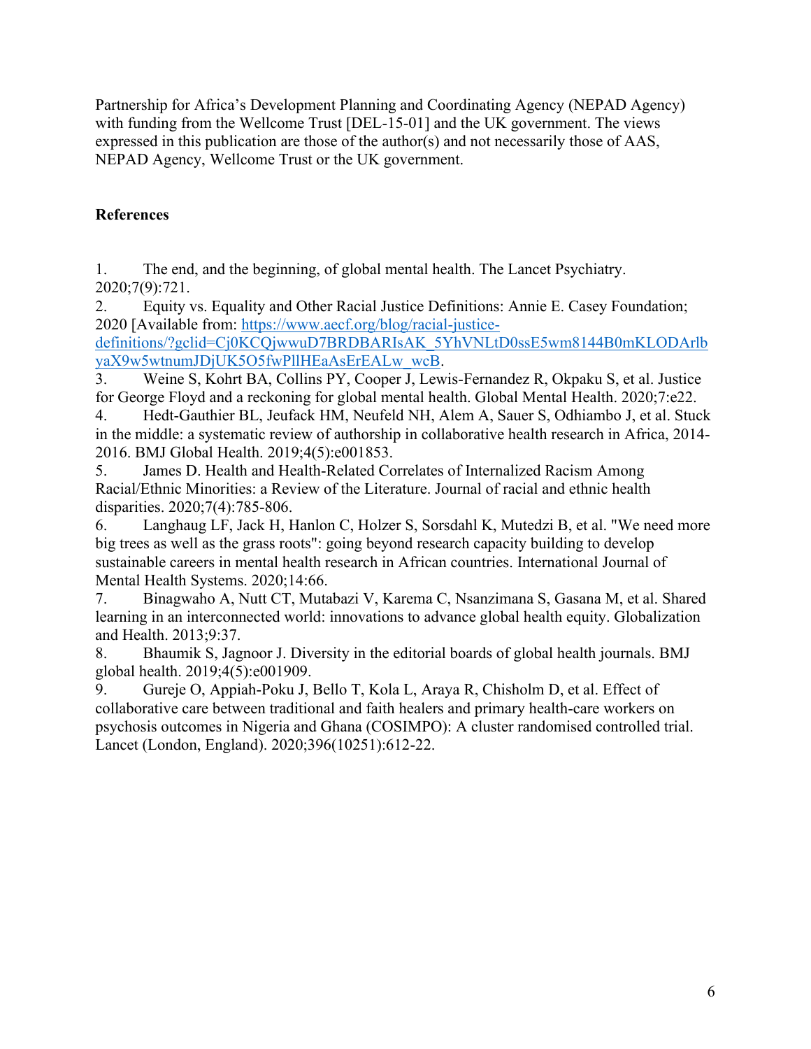Partnership for Africa's Development Planning and Coordinating Agency (NEPAD Agency) with funding from the Wellcome Trust [DEL-15-01] and the UK government. The views expressed in this publication are those of the author(s) and not necessarily those of AAS, NEPAD Agency, Wellcome Trust or the UK government.

**References**

1. The end, and the beginning, of global mental health. The Lancet Psychiatry. 2020;7(9):721.
2. Equity vs. Equality and Other Racial Justice Definitions: Annie E. Casey Foundation; 2020 [Available from: https://www.aecf.org/blog/racial-justice-definitions/?gclid=Cj0KCQjwwuD7BRDBARIsAK_5YhVNLtD0ssE5wm8144B0mKLODArlbyaX9w5wtnumJDjUK5O5fwPllHEaAsErEALw_wcB.
3. Weine S, Kohrt BA, Collins PY, Cooper J, Lewis-Fernandez R, Okpaku S, et al. Justice for George Floyd and a reckoning for global mental health. Global Mental Health. 2020;7:e22.
4. Hedt-Gauthier BL, Jeufack HM, Neufeld NH, Alem A, Sauer S, Odhiambo J, et al. Stuck in the middle: a systematic review of authorship in collaborative health research in Africa, 2014-2016. BMJ Global Health. 2019;4(5):e001853.
5. James D. Health and Health-Related Correlates of Internalized Racism Among Racial/Ethnic Minorities: a Review of the Literature. Journal of racial and ethnic health disparities. 2020;7(4):785-806.
6. Langhaug LF, Jack H, Hanlon C, Holzer S, Sorsdahl K, Mutedzi B, et al. "We need more big trees as well as the grass roots": going beyond research capacity building to develop sustainable careers in mental health research in African countries. International Journal of Mental Health Systems. 2020;14:66.
7. Binagwaho A, Nutt CT, Mutabazi V, Karema C, Nsanzimana S, Gasana M, et al. Shared learning in an interconnected world: innovations to advance global health equity. Globalization and Health. 2013;9:37.
8. Bhaumik S, Jagnoor J. Diversity in the editorial boards of global health journals. BMJ global health. 2019;4(5):e001909.
9. Gureje O, Appiah-Poku J, Bello T, Kola L, Araya R, Chisholm D, et al. Effect of collaborative care between traditional and faith healers and primary health-care workers on psychosis outcomes in Nigeria and Ghana (COSIMPO): A cluster randomised controlled trial. Lancet (London, England). 2020;396(10251):612-22.